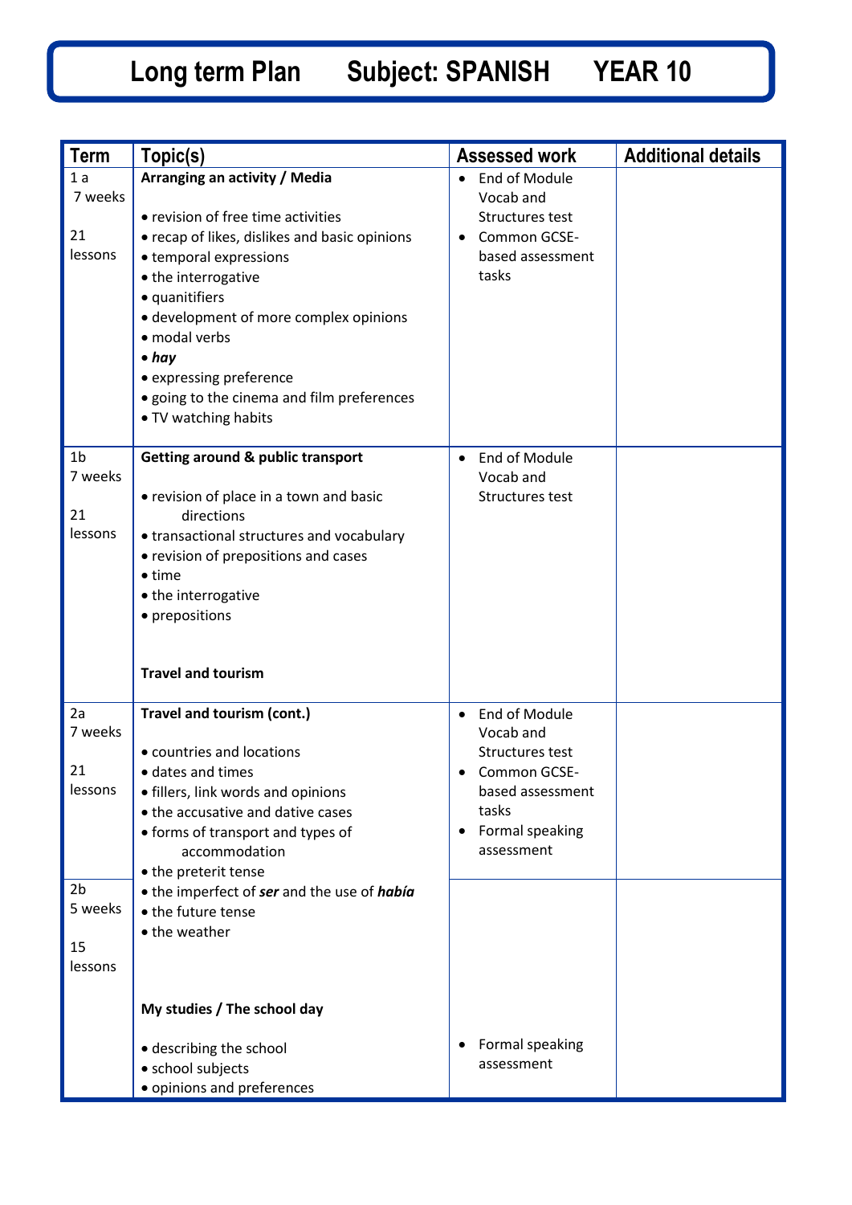# Long term Plan Subject: SPANISH YEAR 10

| Term | Topic(s) | Assessed work | Additional details |
|---|---|---|---|
| 1 a<br>7 weeks<br><br>21 lessons | **Arranging an activity / Media**<br><br>• revision of free time activities<br>• recap of likes, dislikes and basic opinions<br>• temporal expressions<br>• the interrogative<br>• quanitifiers<br>• development of more complex opinions<br>• modal verbs<br>• ***hay***<br>• expressing preference<br>• going to the cinema and film preferences<br>• TV watching habits | • End of Module Vocab and Structures test<br>• Common GCSE-based assessment tasks | |
| 1b<br>7 weeks<br><br>21 lessons | **Getting around & public transport**<br><br>• revision of place in a town and basic directions<br>• transactional structures and vocabulary<br>• revision of prepositions and cases<br>• time<br>• the interrogative<br>• prepositions<br><br>**Travel and tourism** | • End of Module Vocab and Structures test | |
| 2a<br>7 weeks<br><br>21 lessons | **Travel and tourism (cont.)**<br><br>• countries and locations<br>• dates and times<br>• fillers, link words and opinions<br>• the accusative and dative cases<br>• forms of transport and types of accommodation<br>• the preterit tense | • End of Module Vocab and Structures test<br>• Common GCSE-based assessment tasks<br>• Formal speaking assessment | |
| 2b<br>5 weeks<br><br>15 lessons | • the imperfect of ***ser*** and the use of ***había***<br>• the future tense<br>• the weather<br><br>**My studies / The school day**<br><br>• describing the school<br>• school subjects<br>• opinions and preferences | • Formal speaking assessment | |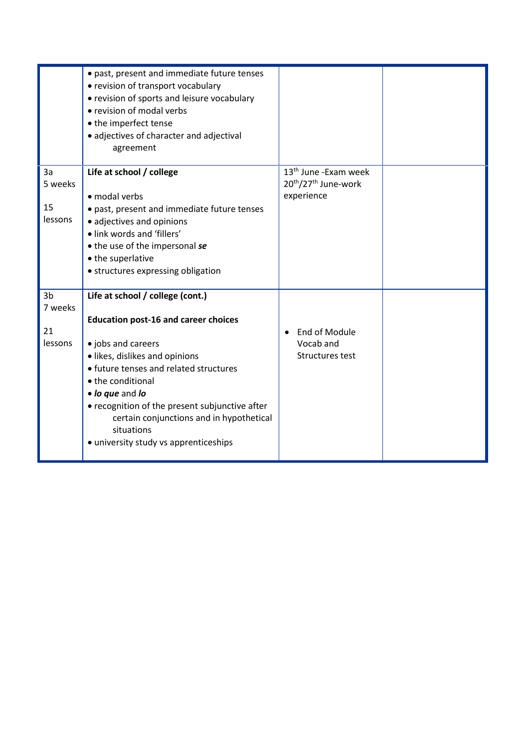| | | | |
|---|---|---|---|
| | • past, present and immediate future tenses<br>• revision of transport vocabulary<br>• revision of sports and leisure vocabulary<br>• revision of modal verbs<br>• the imperfect tense<br>• adjectives of character and adjectival agreement | | |
| 3a<br>5 weeks<br><br>15 lessons | **Life at school / college**<br><br>• modal verbs<br>• past, present and immediate future tenses<br>• adjectives and opinions<br>• link words and 'fillers'<br>• the use of the impersonal ***se***<br>• the superlative<br>• structures expressing obligation | 13th June -Exam week<br>20th/27th June-work experience | |
| 3b<br>7 weeks<br><br>21 lessons | **Life at school / college (cont.)**<br><br>**Education post-16 and career choices**<br><br>• jobs and careers<br>• likes, dislikes and opinions<br>• future tenses and related structures<br>• the conditional<br>• ***lo que*** and ***lo***<br>• recognition of the present subjunctive after certain conjunctions and in hypothetical situations<br>• university study vs apprenticeships | • End of Module Vocab and Structures test | |